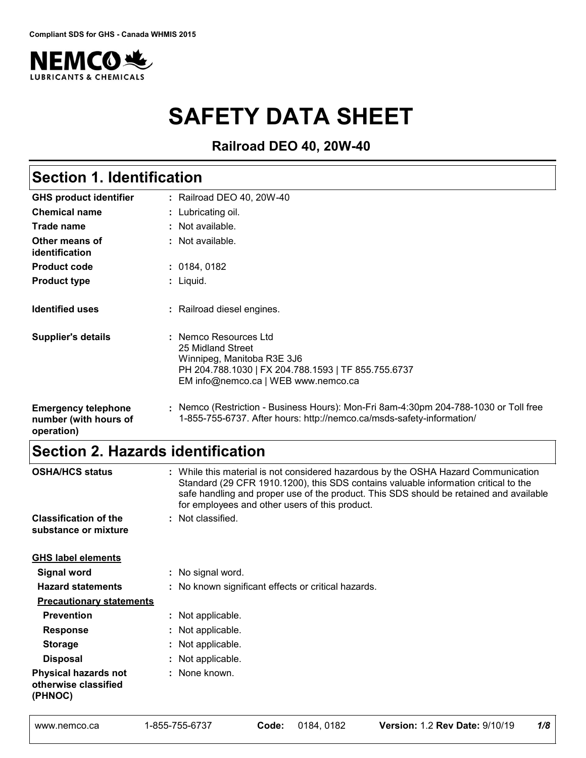Compliant SDS for GHS - Canada WHMIS 2015

NEMCO LUBRICANTS & CHEMICALS

# SAFETY DATA SHEET

**Railroad DEO 40, 20W-40**

## Section 1. Identification

| | | |
|---|---|---|
| **GHS product identifier** | : | Railroad DEO 40, 20W-40 |
| **Chemical name** | : | Lubricating oil. |
| **Trade name** | : | Not available. |
| **Other means of identification** | : | Not available. |
| **Product code** | : | 0184, 0182 |
| **Product type** | : | Liquid. |
| **Identified uses** | : | Railroad diesel engines. |
| **Supplier's details** | : | Nemco Resources Ltd<br>25 Midland Street<br>Winnipeg, Manitoba R3E 3J6<br>PH 204.788.1030 \| FX 204.788.1593 \| TF 855.755.6737<br>EM info@nemco.ca \| WEB www.nemco.ca |
| **Emergency telephone number (with hours of operation)** | : | Nemco (Restriction - Business Hours): Mon-Fri 8am-4:30pm 204-788-1030 or Toll free 1-855-755-6737. After hours: http://nemco.ca/msds-safety-information/ |

## Section 2. Hazards identification

| | | |
|---|---|---|
| **OSHA/HCS status** | : | While this material is not considered hazardous by the OSHA Hazard Communication Standard (29 CFR 1910.1200), this SDS contains valuable information critical to the safe handling and proper use of the product. This SDS should be retained and available for employees and other users of this product. |
| **Classification of the substance or mixture** | : | Not classified. |

**GHS label elements**

| | | |
|---|---|---|
| **Signal word** | : | No signal word. |
| **Hazard statements** | : | No known significant effects or critical hazards. |

**Precautionary statements**

| | | |
|---|---|---|
| **Prevention** | : | Not applicable. |
| **Response** | : | Not applicable. |
| **Storage** | : | Not applicable. |
| **Disposal** | : | Not applicable. |
| **Physical hazards not otherwise classified (PHNOC)** | : | None known. |

www.nemco.ca 1-855-755-6737 **Code:** 0184, 0182 **Version:** 1.2 **Rev Date:** 9/10/19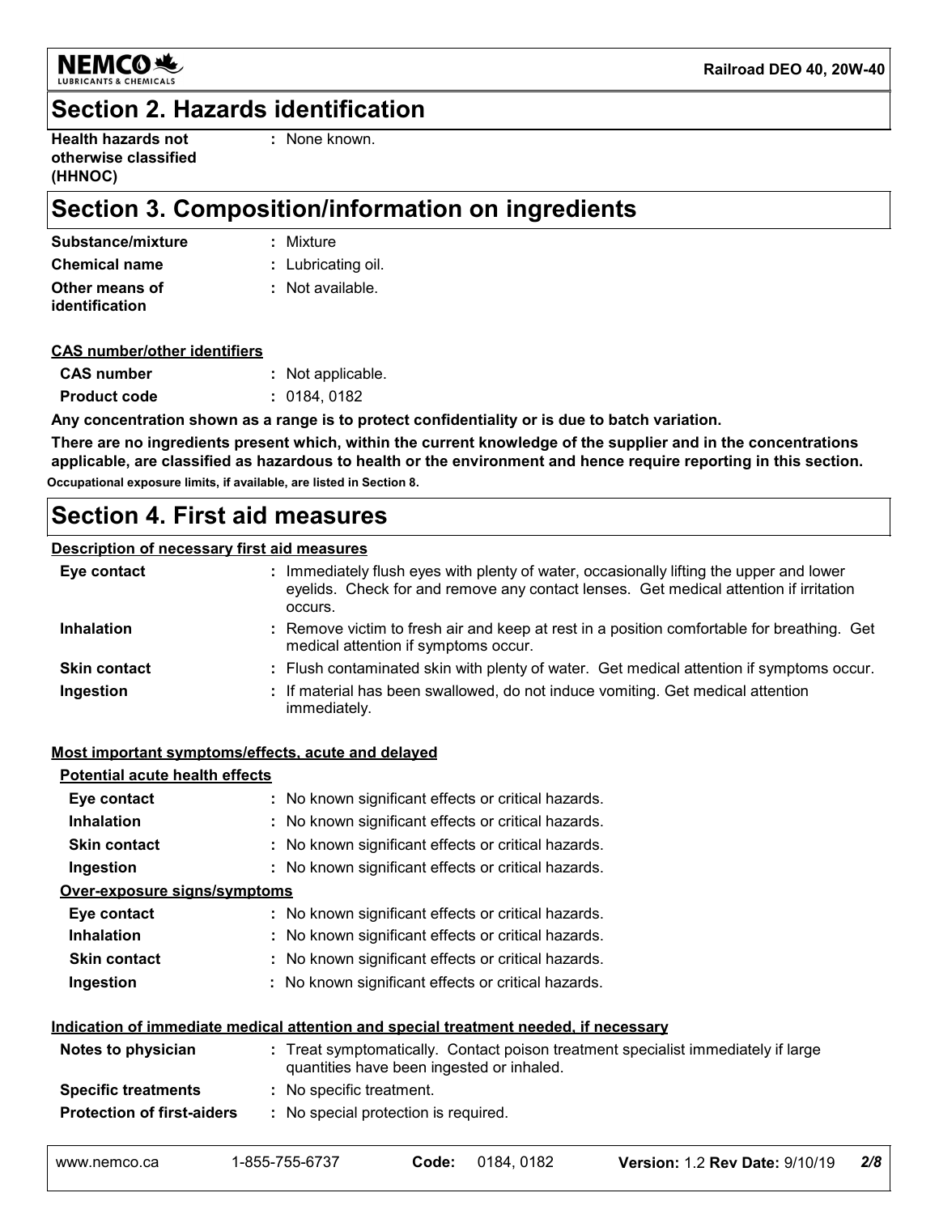## Section 2. Hazards identification

| | |
|---|---|
| **Health hazards not otherwise classified (HHNOC)** | : None known. |

## Section 3. Composition/information on ingredients

| | |
|---|---|
| **Substance/mixture** | : Mixture |
| **Chemical name** | : Lubricating oil. |
| **Other means of identification** | : Not available. |

**CAS number/other identifiers**

| | |
|---|---|
| **CAS number** | : Not applicable. |
| **Product code** | : 0184, 0182 |

**Any concentration shown as a range is to protect confidentiality or is due to batch variation.**

**There are no ingredients present which, within the current knowledge of the supplier and in the concentrations applicable, are classified as hazardous to health or the environment and hence require reporting in this section.**

**Occupational exposure limits, if available, are listed in Section 8.**

## Section 4. First aid measures

**Description of necessary first aid measures**

| | |
|---|---|
| **Eye contact** | : Immediately flush eyes with plenty of water, occasionally lifting the upper and lower eyelids. Check for and remove any contact lenses. Get medical attention if irritation occurs. |
| **Inhalation** | : Remove victim to fresh air and keep at rest in a position comfortable for breathing. Get medical attention if symptoms occur. |
| **Skin contact** | : Flush contaminated skin with plenty of water. Get medical attention if symptoms occur. |
| **Ingestion** | : If material has been swallowed, do not induce vomiting. Get medical attention immediately. |

**Most important symptoms/effects, acute and delayed**

**Potential acute health effects**

| | |
|---|---|
| **Eye contact** | : No known significant effects or critical hazards. |
| **Inhalation** | : No known significant effects or critical hazards. |
| **Skin contact** | : No known significant effects or critical hazards. |
| **Ingestion** | : No known significant effects or critical hazards. |

**Over-exposure signs/symptoms**

| | |
|---|---|
| **Eye contact** | : No known significant effects or critical hazards. |
| **Inhalation** | : No known significant effects or critical hazards. |
| **Skin contact** | : No known significant effects or critical hazards. |
| **Ingestion** | : No known significant effects or critical hazards. |

**Indication of immediate medical attention and special treatment needed, if necessary**

| | |
|---|---|
| **Notes to physician** | : Treat symptomatically. Contact poison treatment specialist immediately if large quantities have been ingested or inhaled. |
| **Specific treatments** | : No specific treatment. |
| **Protection of first-aiders** | : No special protection is required. |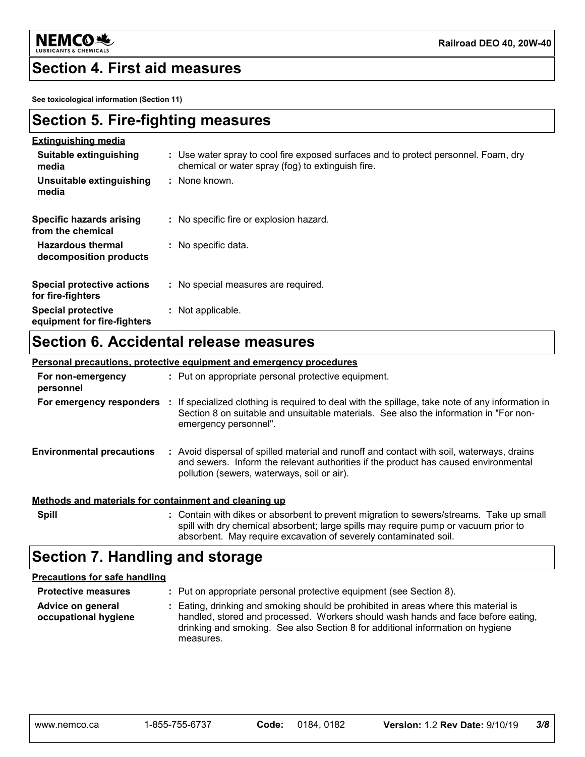## Section 4. First aid measures

**See toxicological information (Section 11)**

## Section 5. Fire-fighting measures

**Extinguishing media**

| | |
|---|---|
| **Suitable extinguishing media** | : Use water spray to cool fire exposed surfaces and to protect personnel. Foam, dry chemical or water spray (fog) to extinguish fire. |
| **Unsuitable extinguishing media** | : None known. |
| **Specific hazards arising from the chemical** | : No specific fire or explosion hazard. |
| **Hazardous thermal decomposition products** | : No specific data. |
| **Special protective actions for fire-fighters** | : No special measures are required. |
| **Special protective equipment for fire-fighters** | : Not applicable. |

## Section 6. Accidental release measures

**Personal precautions, protective equipment and emergency procedures**

| | |
|---|---|
| **For non-emergency personnel** | : Put on appropriate personal protective equipment. |
| **For emergency responders** | : If specialized clothing is required to deal with the spillage, take note of any information in Section 8 on suitable and unsuitable materials. See also the information in "For non-emergency personnel". |
| **Environmental precautions** | : Avoid dispersal of spilled material and runoff and contact with soil, waterways, drains and sewers. Inform the relevant authorities if the product has caused environmental pollution (sewers, waterways, soil or air). |

**Methods and materials for containment and cleaning up**

| | |
|---|---|
| **Spill** | : Contain with dikes or absorbent to prevent migration to sewers/streams. Take up small spill with dry chemical absorbent; large spills may require pump or vacuum prior to absorbent. May require excavation of severely contaminated soil. |

## Section 7. Handling and storage

**Precautions for safe handling**

| | |
|---|---|
| **Protective measures** | : Put on appropriate personal protective equipment (see Section 8). |
| **Advice on general occupational hygiene** | : Eating, drinking and smoking should be prohibited in areas where this material is handled, stored and processed. Workers should wash hands and face before eating, drinking and smoking. See also Section 8 for additional information on hygiene measures. |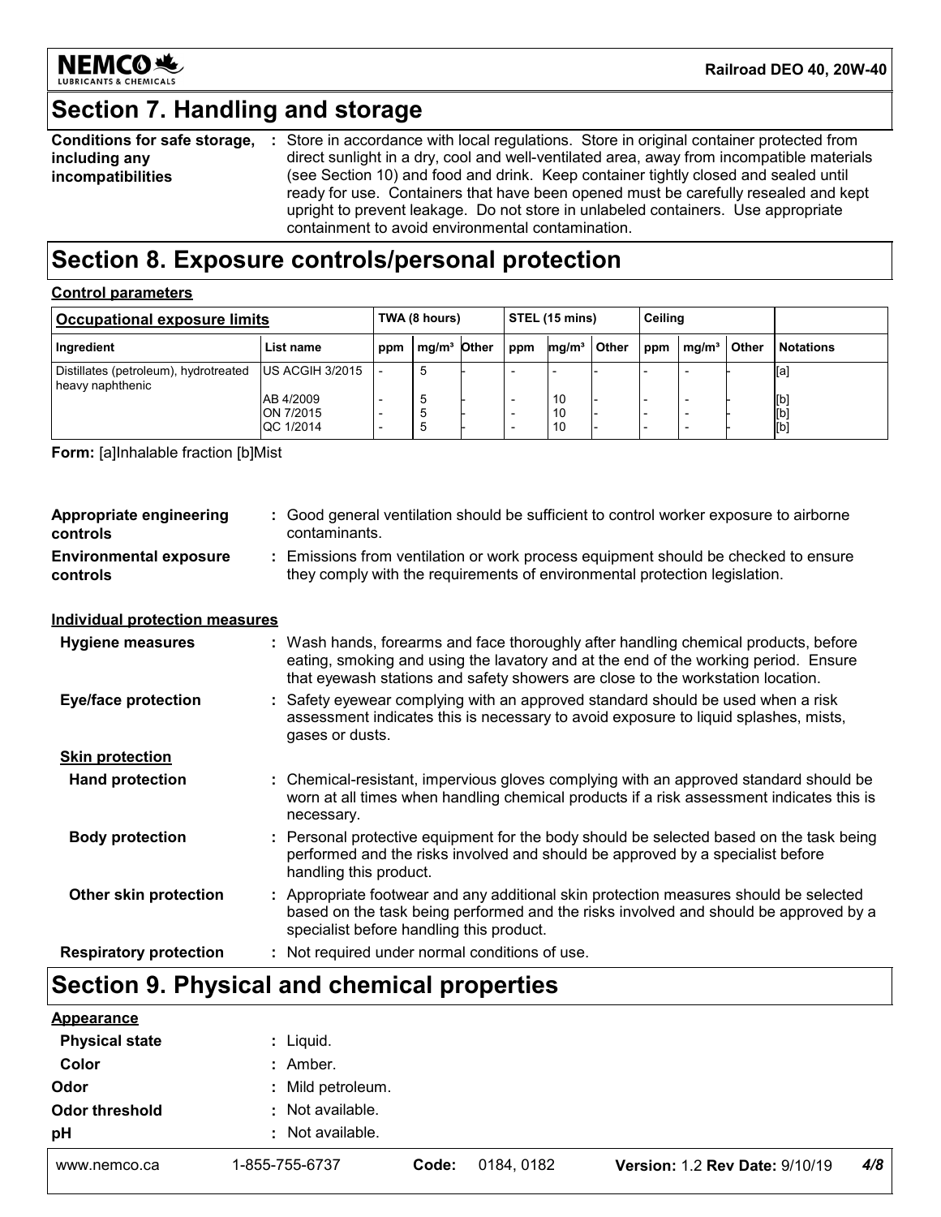## Section 7. Handling and storage

**Conditions for safe storage, including any incompatibilities** : Store in accordance with local regulations. Store in original container protected from direct sunlight in a dry, cool and well-ventilated area, away from incompatible materials (see Section 10) and food and drink. Keep container tightly closed and sealed until ready for use. Containers that have been opened must be carefully resealed and kept upright to prevent leakage. Do not store in unlabeled containers. Use appropriate containment to avoid environmental contamination.

## Section 8. Exposure controls/personal protection

**Control parameters**

| Occupational exposure limits | | TWA (8 hours) | | | STEL (15 mins) | | | Ceiling | | | |
|---|---|---|---|---|---|---|---|---|---|---|---|
| Ingredient | List name | ppm | mg/m³ | Other | ppm | mg/m³ | Other | ppm | mg/m³ | Other | Notations |
| Distillates (petroleum), hydrotreated heavy naphthenic | US ACGIH 3/2015 | - | 5 | - | - | - | - | - | - | - | [a] |
| | AB 4/2009 | - | 5 | - | - | 10 | - | - | - | - | [b] |
| | ON 7/2015 | - | 5 | - | - | 10 | - | - | - | - | [b] |
| | QC 1/2014 | - | 5 | - | - | 10 | - | - | - | - | [b] |

**Form:** [a]Inhalable fraction [b]Mist

**Appropriate engineering controls** : Good general ventilation should be sufficient to control worker exposure to airborne contaminants.

**Environmental exposure controls** : Emissions from ventilation or work process equipment should be checked to ensure they comply with the requirements of environmental protection legislation.

**Individual protection measures**

**Hygiene measures** : Wash hands, forearms and face thoroughly after handling chemical products, before eating, smoking and using the lavatory and at the end of the working period. Ensure that eyewash stations and safety showers are close to the workstation location.

**Eye/face protection** : Safety eyewear complying with an approved standard should be used when a risk assessment indicates this is necessary to avoid exposure to liquid splashes, mists, gases or dusts.

**Skin protection**

**Hand protection** : Chemical-resistant, impervious gloves complying with an approved standard should be worn at all times when handling chemical products if a risk assessment indicates this is necessary.

**Body protection** : Personal protective equipment for the body should be selected based on the task being performed and the risks involved and should be approved by a specialist before handling this product.

**Other skin protection** : Appropriate footwear and any additional skin protection measures should be selected based on the task being performed and the risks involved and should be approved by a specialist before handling this product.

**Respiratory protection** : Not required under normal conditions of use.

## Section 9. Physical and chemical properties

**Appearance**

**Physical state** : Liquid.

**Color** : Amber.

**Odor** : Mild petroleum.

**Odor threshold** : Not available.

**pH** : Not available.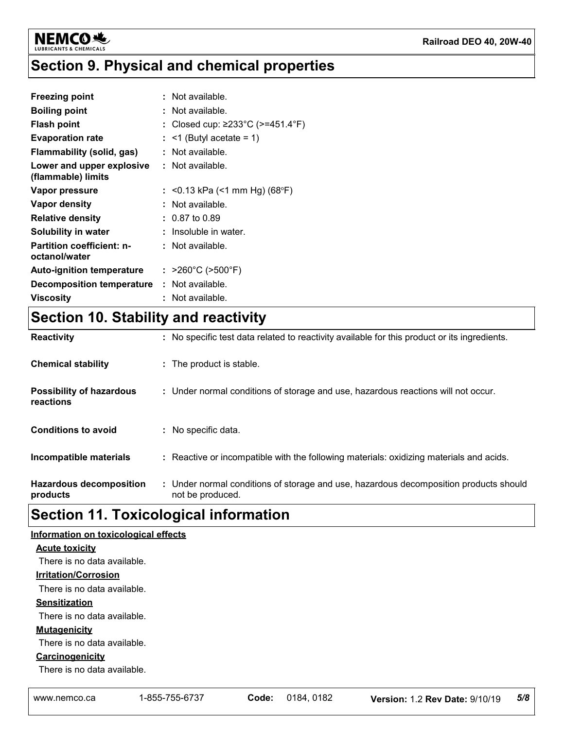## Section 9. Physical and chemical properties

| | |
|---|---|
| **Freezing point** | : Not available. |
| **Boiling point** | : Not available. |
| **Flash point** | : Closed cup: ≥233°C (>=451.4°F) |
| **Evaporation rate** | : <1 (Butyl acetate = 1) |
| **Flammability (solid, gas)** | : Not available. |
| **Lower and upper explosive (flammable) limits** | : Not available. |
| **Vapor pressure** | : <0.13 kPa (<1 mm Hg) (68°F) |
| **Vapor density** | : Not available. |
| **Relative density** | : 0.87 to 0.89 |
| **Solubility in water** | : Insoluble in water. |
| **Partition coefficient: n-octanol/water** | : Not available. |
| **Auto-ignition temperature** | : >260°C (>500°F) |
| **Decomposition temperature** | : Not available. |
| **Viscosity** | : Not available. |

## Section 10. Stability and reactivity

| | |
|---|---|
| **Reactivity** | : No specific test data related to reactivity available for this product or its ingredients. |
| **Chemical stability** | : The product is stable. |
| **Possibility of hazardous reactions** | : Under normal conditions of storage and use, hazardous reactions will not occur. |
| **Conditions to avoid** | : No specific data. |
| **Incompatible materials** | : Reactive or incompatible with the following materials: oxidizing materials and acids. |
| **Hazardous decomposition products** | : Under normal conditions of storage and use, hazardous decomposition products should not be produced. |

## Section 11. Toxicological information

**Information on toxicological effects**

**Acute toxicity**

There is no data available.

**Irritation/Corrosion**

There is no data available.

**Sensitization**

There is no data available.

**Mutagenicity**

There is no data available.

**Carcinogenicity**

There is no data available.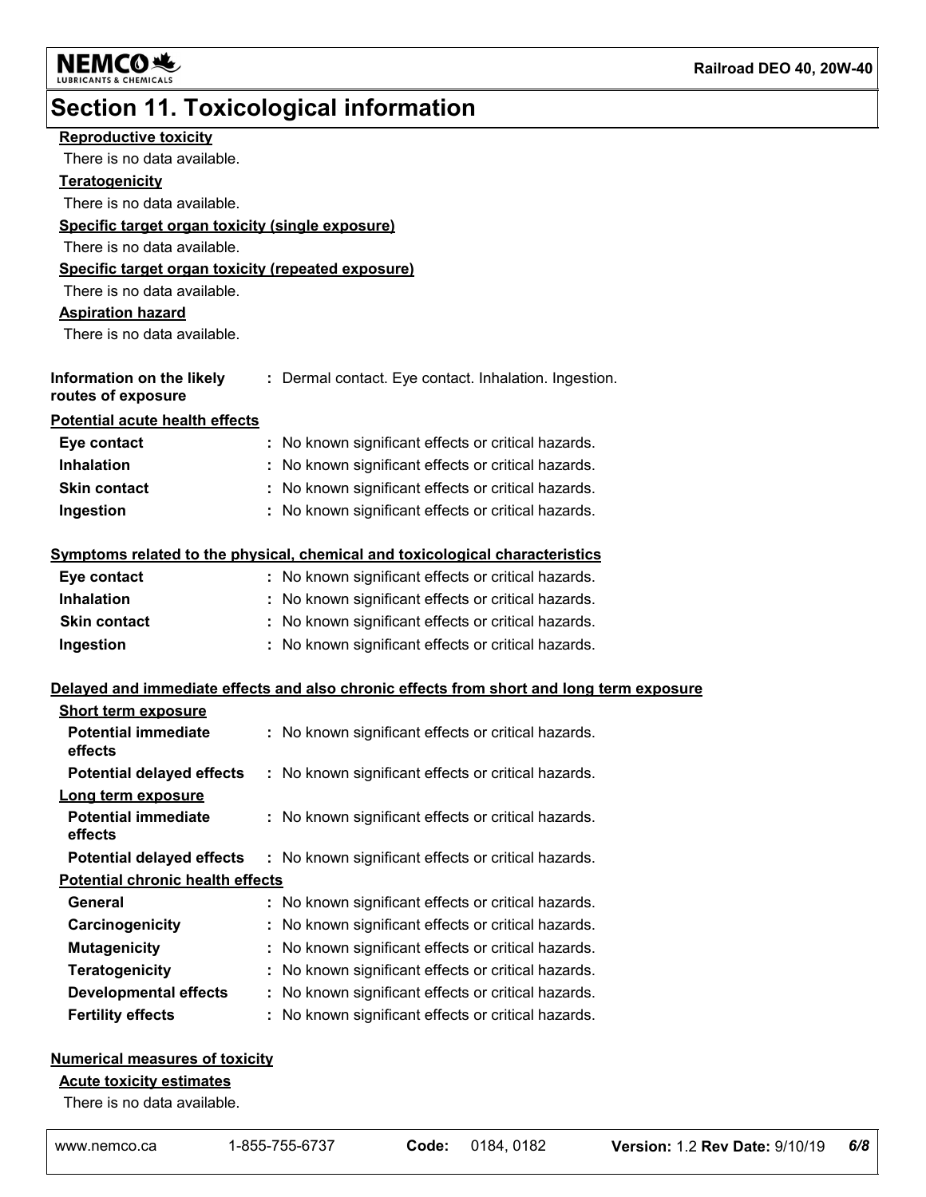## Section 11. Toxicological information

**Reproductive toxicity**

There is no data available.

**Teratogenicity**

There is no data available.

**Specific target organ toxicity (single exposure)**

There is no data available.

**Specific target organ toxicity (repeated exposure)**

There is no data available.

**Aspiration hazard**

There is no data available.

**Information on the likely routes of exposure** : Dermal contact. Eye contact. Inhalation. Ingestion.

**Potential acute health effects**

| | |
|---|---|
| **Eye contact** | : No known significant effects or critical hazards. |
| **Inhalation** | : No known significant effects or critical hazards. |
| **Skin contact** | : No known significant effects or critical hazards. |
| **Ingestion** | : No known significant effects or critical hazards. |

**Symptoms related to the physical, chemical and toxicological characteristics**

| | |
|---|---|
| **Eye contact** | : No known significant effects or critical hazards. |
| **Inhalation** | : No known significant effects or critical hazards. |
| **Skin contact** | : No known significant effects or critical hazards. |
| **Ingestion** | : No known significant effects or critical hazards. |

**Delayed and immediate effects and also chronic effects from short and long term exposure**

**Short term exposure**

| | |
|---|---|
| **Potential immediate effects** | : No known significant effects or critical hazards. |
| **Potential delayed effects** | : No known significant effects or critical hazards. |

**Long term exposure**

| | |
|---|---|
| **Potential immediate effects** | : No known significant effects or critical hazards. |
| **Potential delayed effects** | : No known significant effects or critical hazards. |

**Potential chronic health effects**

| | |
|---|---|
| **General** | : No known significant effects or critical hazards. |
| **Carcinogenicity** | : No known significant effects or critical hazards. |
| **Mutagenicity** | : No known significant effects or critical hazards. |
| **Teratogenicity** | : No known significant effects or critical hazards. |
| **Developmental effects** | : No known significant effects or critical hazards. |
| **Fertility effects** | : No known significant effects or critical hazards. |

**Numerical measures of toxicity**

**Acute toxicity estimates**

There is no data available.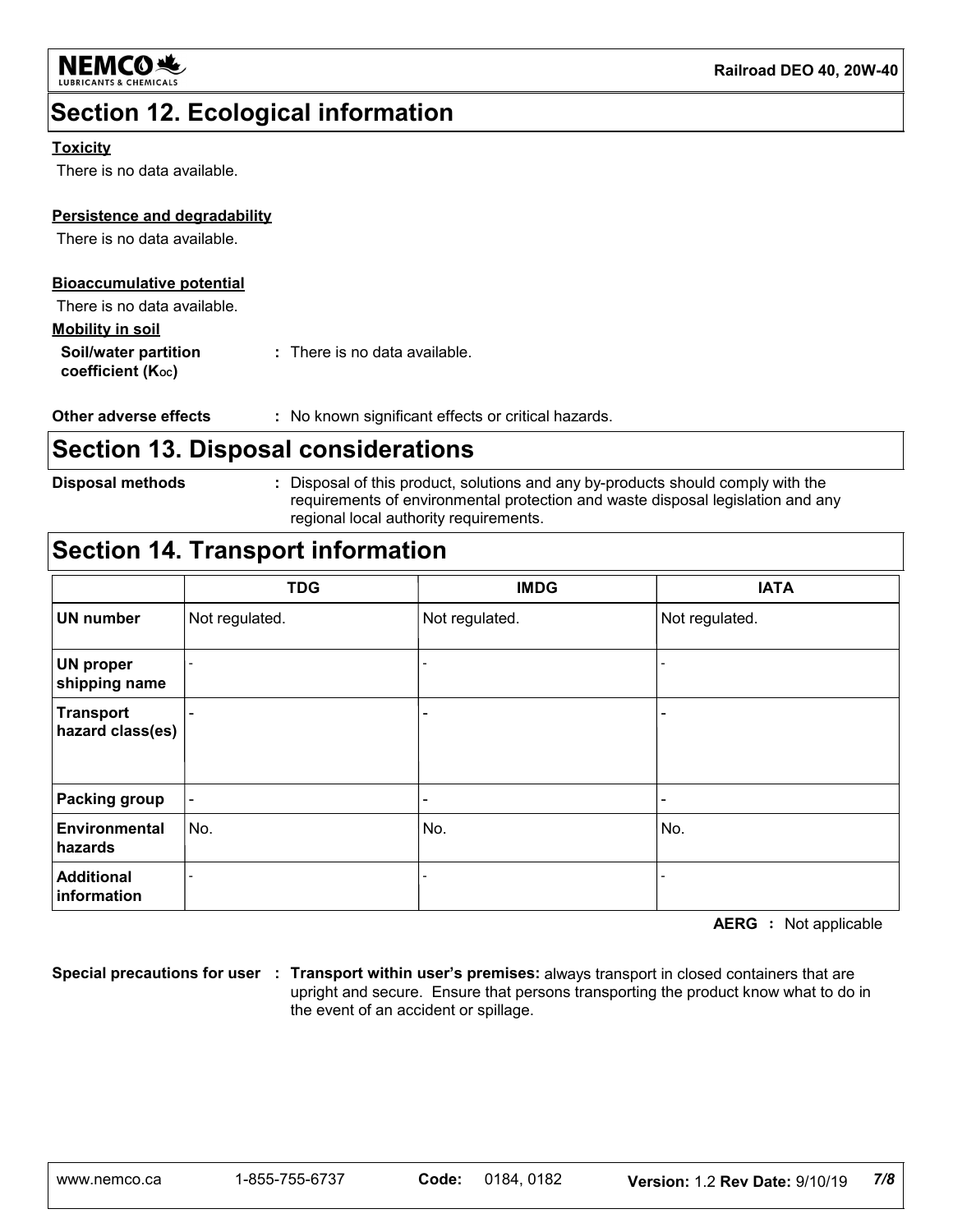## Section 12. Ecological information

**Toxicity**

There is no data available.

**Persistence and degradability**

There is no data available.

**Bioaccumulative potential**

There is no data available.

**Mobility in soil**

**Soil/water partition coefficient ($K_{oc}$)** : There is no data available.

**Other adverse effects** : No known significant effects or critical hazards.

## Section 13. Disposal considerations

**Disposal methods** : Disposal of this product, solutions and any by-products should comply with the requirements of environmental protection and waste disposal legislation and any regional local authority requirements.

## Section 14. Transport information

| | TDG | IMDG | IATA |
|---|---|---|---|
| **UN number** | Not regulated. | Not regulated. | Not regulated. |
| **UN proper shipping name** | - | - | - |
| **Transport hazard class(es)** | - | - | - |
| **Packing group** | - | - | - |
| **Environmental hazards** | No. | No. | No. |
| **Additional information** | - | - | - |

**AERG** : Not applicable

**Special precautions for user** : **Transport within user's premises:** always transport in closed containers that are upright and secure. Ensure that persons transporting the product know what to do in the event of an accident or spillage.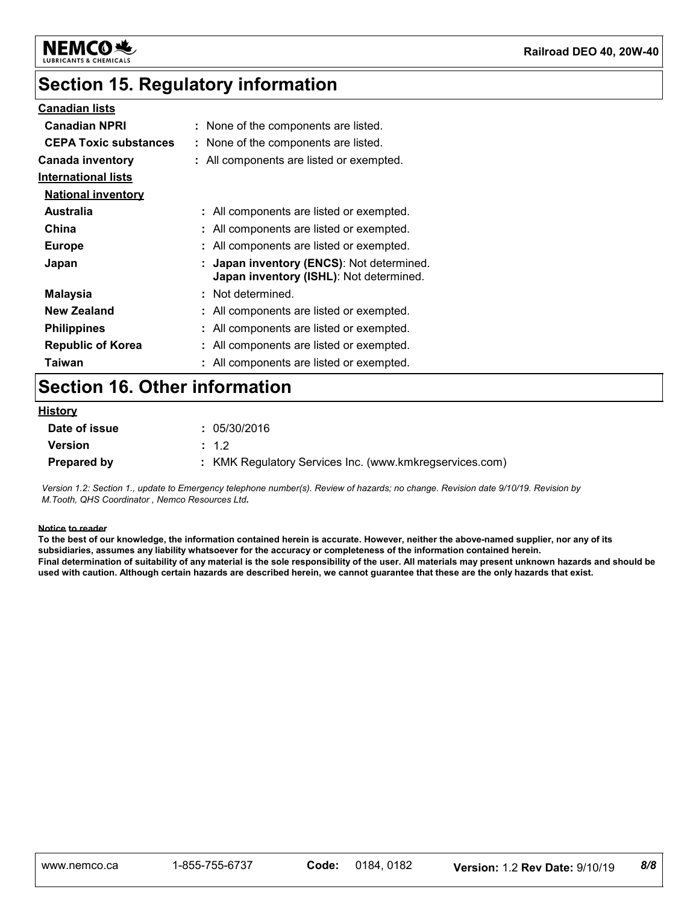## Section 15. Regulatory information

**Canadian lists**

| | |
|---|---|
| **Canadian NPRI** | : None of the components are listed. |
| **CEPA Toxic substances** | : None of the components are listed. |
| **Canada inventory** | : All components are listed or exempted. |

**International lists**

**National inventory**

| | |
|---|---|
| **Australia** | : All components are listed or exempted. |
| **China** | : All components are listed or exempted. |
| **Europe** | : All components are listed or exempted. |
| **Japan** | : **Japan inventory (ENCS)**: Not determined. **Japan inventory (ISHL)**: Not determined. |
| **Malaysia** | : Not determined. |
| **New Zealand** | : All components are listed or exempted. |
| **Philippines** | : All components are listed or exempted. |
| **Republic of Korea** | : All components are listed or exempted. |
| **Taiwan** | : All components are listed or exempted. |

## Section 16. Other information

**History**

| | |
|---|---|
| **Date of issue** | : 05/30/2016 |
| **Version** | : 1.2 |
| **Prepared by** | : KMK Regulatory Services Inc. (www.kmkregservices.com) |

*Version 1.2: Section 1., update to Emergency telephone number(s). Review of hazards; no change. Revision date 9/10/19. Revision by M.Tooth, QHS Coordinator , Nemco Resources Ltd.*

**Notice to reader**

**To the best of our knowledge, the information contained herein is accurate. However, neither the above-named supplier, nor any of its subsidiaries, assumes any liability whatsoever for the accuracy or completeness of the information contained herein.**
**Final determination of suitability of any material is the sole responsibility of the user. All materials may present unknown hazards and should be used with caution. Although certain hazards are described herein, we cannot guarantee that these are the only hazards that exist.**